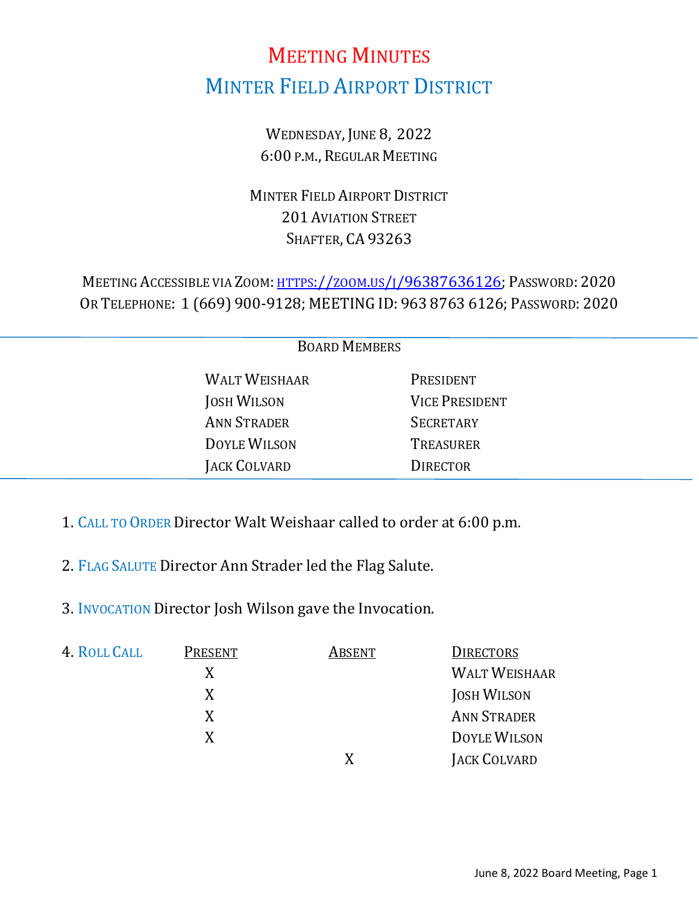# MEETING MINUTES

## MINTER FIELD AIRPORT DISTRICT

WEDNESDAY, JUNE 8, 2022
6:00 P.M., REGULAR MEETING

MINTER FIELD AIRPORT DISTRICT
201 AVIATION STREET
SHAFTER, CA 93263

MEETING ACCESSIBLE VIA ZOOM: HTTPS://ZOOM.US/J/96387636126; PASSWORD: 2020
OR TELEPHONE: 1 (669) 900-9128; MEETING ID: 963 8763 6126; PASSWORD: 2020

---

BOARD MEMBERS

| | |
|---|---|
| WALT WEISHAAR | PRESIDENT |
| JOSH WILSON | VICE PRESIDENT |
| ANN STRADER | SECRETARY |
| DOYLE WILSON | TREASURER |
| JACK COLVARD | DIRECTOR |

---

1. CALL TO ORDER Director Walt Weishaar called to order at 6:00 p.m.

2. FLAG SALUTE Director Ann Strader led the Flag Salute.

3. INVOCATION Director Josh Wilson gave the Invocation.

4. ROLL CALL

| PRESENT | ABSENT | DIRECTORS |
|---|---|---|
| X | | WALT WEISHAAR |
| X | | JOSH WILSON |
| X | | ANN STRADER |
| X | | DOYLE WILSON |
| | X | JACK COLVARD |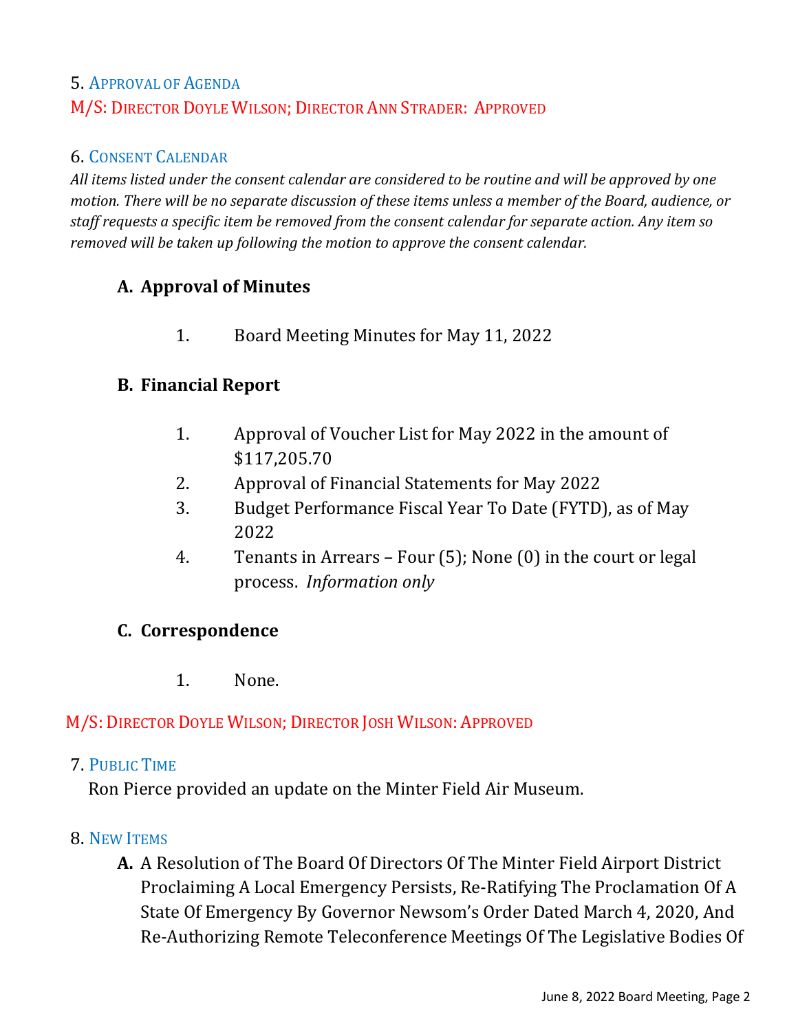5. APPROVAL OF AGENDA

M/S: DIRECTOR DOYLE WILSON; DIRECTOR ANN STRADER: APPROVED

6. CONSENT CALENDAR

*All items listed under the consent calendar are considered to be routine and will be approved by one motion. There will be no separate discussion of these items unless a member of the Board, audience, or staff requests a specific item be removed from the consent calendar for separate action. Any item so removed will be taken up following the motion to approve the consent calendar.*

**A. Approval of Minutes**

1. Board Meeting Minutes for May 11, 2022

**B. Financial Report**

1. Approval of Voucher List for May 2022 in the amount of $117,205.70
2. Approval of Financial Statements for May 2022
3. Budget Performance Fiscal Year To Date (FYTD), as of May 2022
4. Tenants in Arrears – Four (5); None (0) in the court or legal process. *Information only*

**C. Correspondence**

1. None.

M/S: DIRECTOR DOYLE WILSON; DIRECTOR JOSH WILSON: APPROVED

7. PUBLIC TIME

Ron Pierce provided an update on the Minter Field Air Museum.

8. NEW ITEMS

**A.** A Resolution of The Board Of Directors Of The Minter Field Airport District Proclaiming A Local Emergency Persists, Re-Ratifying The Proclamation Of A State Of Emergency By Governor Newsom's Order Dated March 4, 2020, And Re-Authorizing Remote Teleconference Meetings Of The Legislative Bodies Of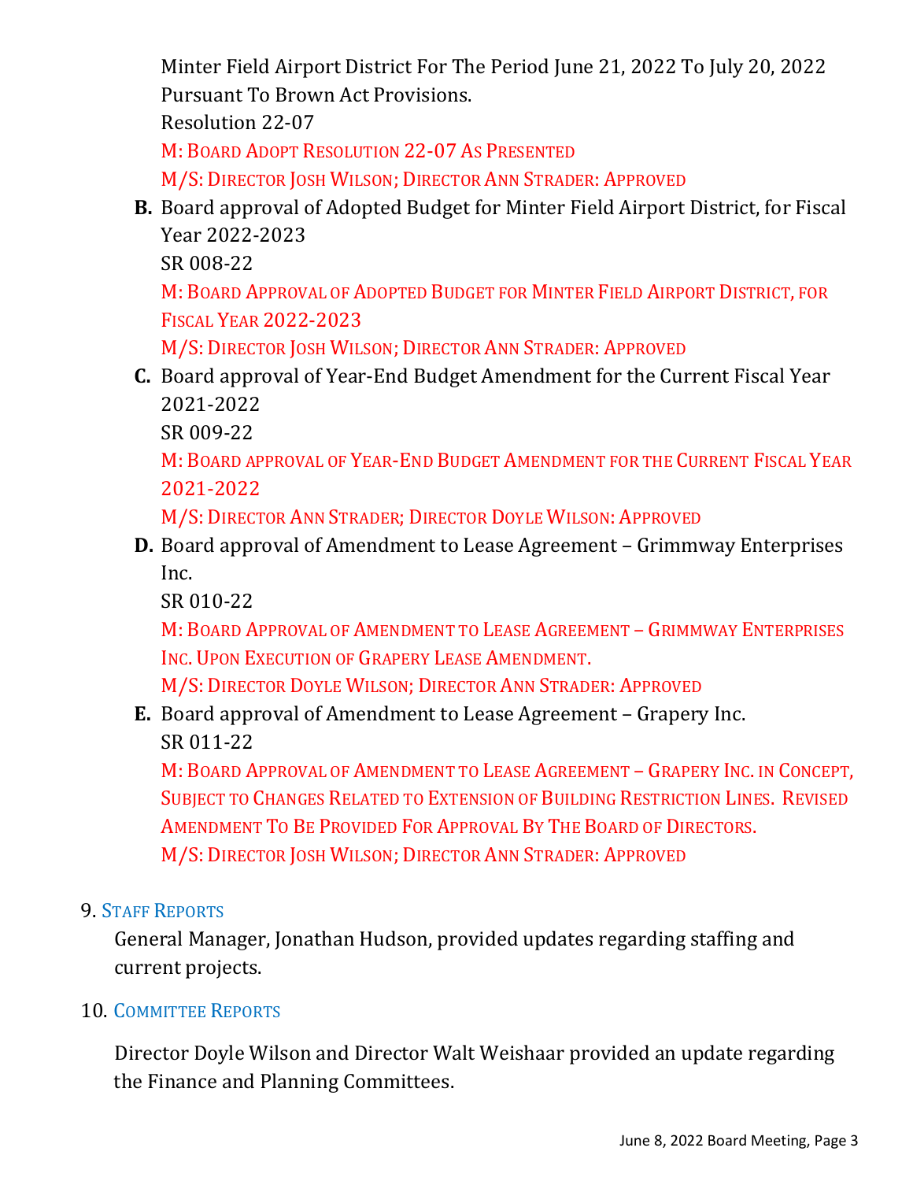Minter Field Airport District For The Period June 21, 2022 To July 20, 2022 Pursuant To Brown Act Provisions.
Resolution 22-07
M: BOARD ADOPT RESOLUTION 22-07 AS PRESENTED
M/S: DIRECTOR JOSH WILSON; DIRECTOR ANN STRADER: APPROVED

**B.** Board approval of Adopted Budget for Minter Field Airport District, for Fiscal Year 2022-2023
SR 008-22
M: BOARD APPROVAL OF ADOPTED BUDGET FOR MINTER FIELD AIRPORT DISTRICT, FOR FISCAL YEAR 2022-2023
M/S: DIRECTOR JOSH WILSON; DIRECTOR ANN STRADER: APPROVED

**C.** Board approval of Year-End Budget Amendment for the Current Fiscal Year 2021-2022
SR 009-22
M: BOARD APPROVAL OF YEAR-END BUDGET AMENDMENT FOR THE CURRENT FISCAL YEAR 2021-2022
M/S: DIRECTOR ANN STRADER; DIRECTOR DOYLE WILSON: APPROVED

**D.** Board approval of Amendment to Lease Agreement – Grimmway Enterprises Inc.
SR 010-22
M: BOARD APPROVAL OF AMENDMENT TO LEASE AGREEMENT – GRIMMWAY ENTERPRISES INC. UPON EXECUTION OF GRAPERY LEASE AMENDMENT.
M/S: DIRECTOR DOYLE WILSON; DIRECTOR ANN STRADER: APPROVED

**E.** Board approval of Amendment to Lease Agreement – Grapery Inc.
SR 011-22
M: BOARD APPROVAL OF AMENDMENT TO LEASE AGREEMENT – GRAPERY INC. IN CONCEPT, SUBJECT TO CHANGES RELATED TO EXTENSION OF BUILDING RESTRICTION LINES. REVISED AMENDMENT TO BE PROVIDED FOR APPROVAL BY THE BOARD OF DIRECTORS.
M/S: DIRECTOR JOSH WILSON; DIRECTOR ANN STRADER: APPROVED

9. STAFF REPORTS

General Manager, Jonathan Hudson, provided updates regarding staffing and current projects.

10. COMMITTEE REPORTS

Director Doyle Wilson and Director Walt Weishaar provided an update regarding the Finance and Planning Committees.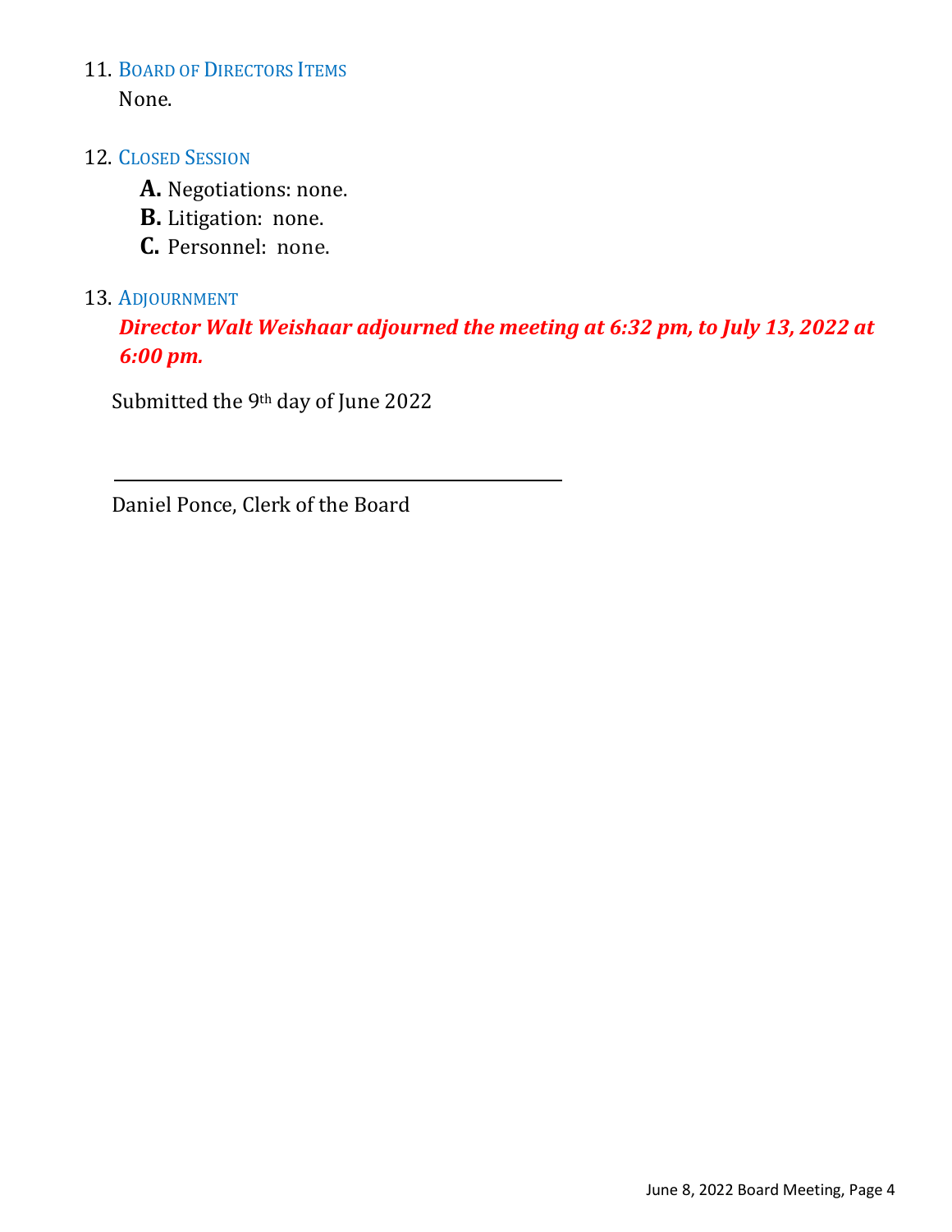11. BOARD OF DIRECTORS ITEMS

None.

12. CLOSED SESSION

**A.** Negotiations: none.
**B.** Litigation: none.
**C.** Personnel: none.

13. ADJOURNMENT

***Director Walt Weishaar adjourned the meeting at 6:32 pm, to July 13, 2022 at 6:00 pm.***

Submitted the 9th day of June 2022

\_\_\_\_\_\_\_\_\_\_\_\_\_\_\_\_\_\_\_\_\_\_\_\_\_\_\_\_\_\_\_\_\_\_\_\_\_\_\_\_

Daniel Ponce, Clerk of the Board